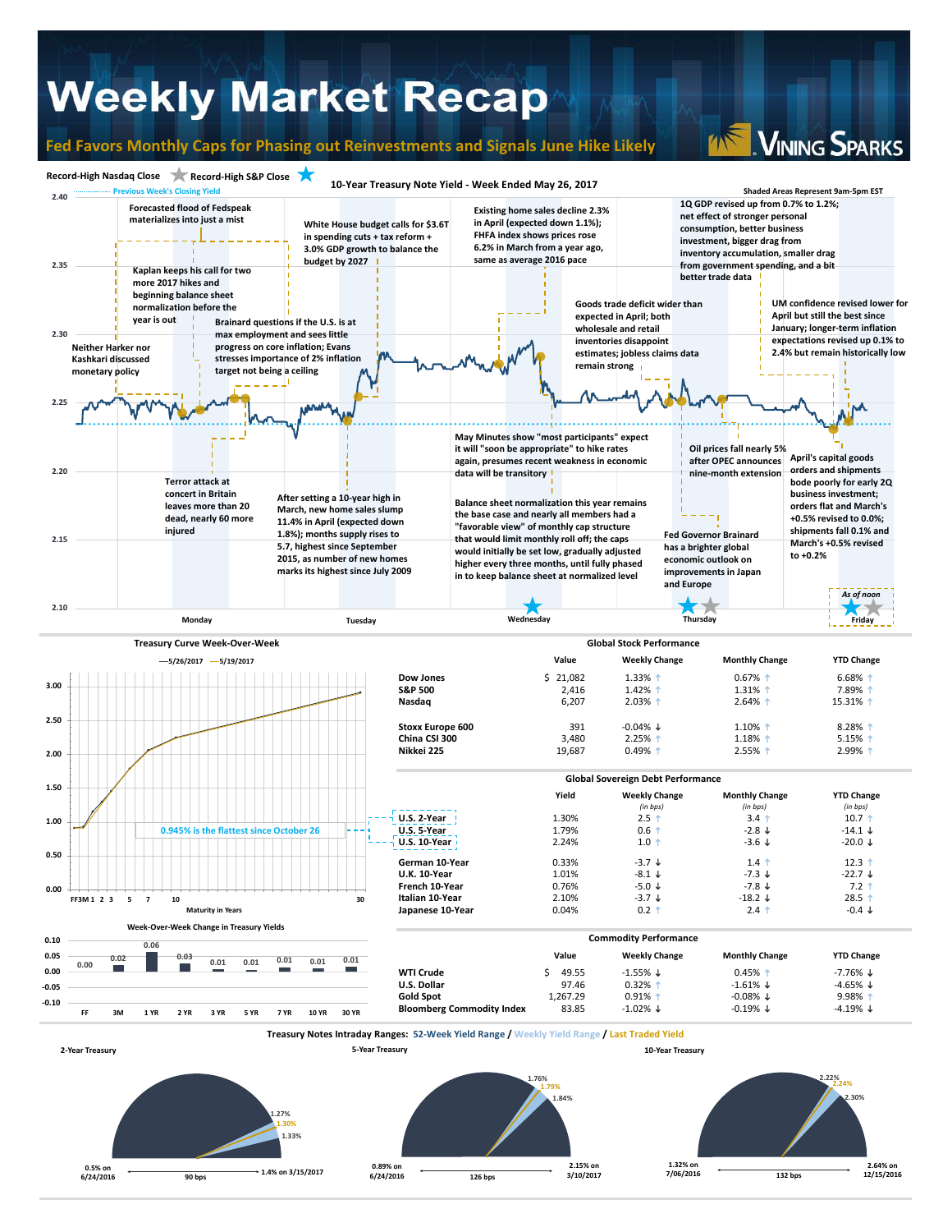# Weekly Market Recap

## Fed Favors Monthly Caps for Phasing out Reinvestments and Signals June Hike Likely

Vining Sparks

### 10-Year Treasury Note Yield - Week Ended May 26, 2017

Record-High Nasdaq Close ★ Record-High S&P Close ★

Previous Week's Closing Yield

Shaded Areas Represent 9am-5pm EST

- Neither Harker nor Kashkari discussed monetary policy
- Forecasted flood of Fedspeak materializes into just a mist
- Kaplan keeps his call for two more 2017 hikes and beginning balance sheet normalization before the year is out
- Brainard questions if the U.S. is at max employment and sees little progress on core inflation; Evans stresses importance of 2% inflation target not being a ceiling
- Terror attack at concert in Britain leaves more than 20 dead, nearly 60 more injured
- White House budget calls for $3.6T in spending cuts + tax reform + 3.0% GDP growth to balance the budget by 2027
- After setting a 10-year high in March, new home sales slump 11.4% in April (expected down 1.8%); months supply rises to 5.7, highest since September 2015, as number of new homes marks its highest since July 2009
- Existing home sales decline 2.3% in April (expected down 1.1%); FHFA index shows prices rose 6.2% in March from a year ago, same as average 2016 pace
- May Minutes show "most participants" expect it will "soon be appropriate" to hike rates again, presumes recent weakness in economic data will be transitory
- Balance sheet normalization this year remains the base case and nearly all members had a "favorable view" of monthly cap structure that would limit monthly roll off; the caps would initially be set low, gradually adjusted higher every three months, until fully phased in to keep balance sheet at normalized level
- Goods trade deficit wider than expected in April; both wholesale and retail inventories disappoint estimates; jobless claims data remain strong
- Oil prices fall nearly 5% after OPEC announces nine-month extension
- Fed Governor Brainard has a brighter global economic outlook on improvements in Japan and Europe
- 1Q GDP revised up from 0.7% to 1.2%; net effect of stronger personal consumption, better business investment, bigger drag from inventory accumulation, smaller drag from government spending, and a bit better trade data
- UM confidence revised lower for April but still the best since January; longer-term inflation expectations revised up 0.1% to 2.4% but remain historically low
- April's capital goods orders and shipments bode poorly for early 2Q business investment; orders flat and March's +0.5% revised to 0.0%; shipments fall 0.1% and March's +0.5% revised to +0.2%

As of noon Friday

### Treasury Curve Week-Over-Week

5/26/2017 — 5/19/2017

0.945% is the flattest since October 26

### Week-Over-Week Change in Treasury Yields

| FF | 3M | 1 YR | 2 YR | 3 YR | 5 YR | 7 YR | 10 YR | 30 YR |
|---|---|---|---|---|---|---|---|---|
| 0.00 | 0.02 | 0.06 | 0.03 | 0.01 | 0.01 | 0.01 | 0.01 | 0.01 |

### Global Stock Performance

| | Value | Weekly Change | Monthly Change | YTD Change |
|---|---|---|---|---|
| Dow Jones | $ 21,082 | 1.33% ↑ | 0.67% ↑ | 6.68% ↑ |
| S&P 500 | 2,416 | 1.42% ↑ | 1.31% ↑ | 7.89% ↑ |
| Nasdaq | 6,207 | 2.03% ↑ | 2.64% ↑ | 15.31% ↑ |
| Stoxx Europe 600 | 391 | -0.04% ↓ | 1.10% ↑ | 8.28% ↑ |
| China CSI 300 | 3,480 | 2.25% ↑ | 1.18% ↑ | 5.15% ↑ |
| Nikkei 225 | 19,687 | 0.49% ↑ | 2.55% ↑ | 2.99% ↑ |

### Global Sovereign Debt Performance

| | Yield | Weekly Change (in bps) | Monthly Change (in bps) | YTD Change (in bps) |
|---|---|---|---|---|
| U.S. 2-Year | 1.30% | 2.5 ↑ | 3.4 ↑ | 10.7 ↑ |
| U.S. 5-Year | 1.79% | 0.6 ↑ | -2.8 ↓ | -14.1 ↓ |
| U.S. 10-Year | 2.24% | 1.0 ↑ | -3.6 ↓ | -20.0 ↓ |
| German 10-Year | 0.33% | -3.7 ↓ | 1.4 ↑ | 12.3 ↑ |
| U.K. 10-Year | 1.01% | -8.1 ↓ | -7.3 ↓ | -22.7 ↓ |
| French 10-Year | 0.76% | -5.0 ↓ | -7.8 ↓ | 7.2 ↑ |
| Italian 10-Year | 2.10% | -3.7 ↓ | -18.2 ↓ | 28.5 ↑ |
| Japanese 10-Year | 0.04% | 0.2 ↑ | 2.4 ↑ | -0.4 ↓ |

### Commodity Performance

| | Value | Weekly Change | Monthly Change | YTD Change |
|---|---|---|---|---|
| WTI Crude | $ 49.55 | -1.55% ↓ | 0.45% ↑ | -7.76% ↓ |
| U.S. Dollar | 97.46 | 0.32% ↑ | -1.61% ↓ | -4.65% ↓ |
| Gold Spot | 1,267.29 | 0.91% ↑ | -0.08% ↓ | 9.98% ↑ |
| Bloomberg Commodity Index | 83.85 | -1.02% ↓ | -0.19% ↓ | -4.19% ↓ |

### Treasury Notes Intraday Ranges: 52-Week Yield Range / Weekly Yield Range / Last Traded Yield

| | 52-Week Low | 52-Week High | Range | Weekly Range | Last Traded |
|---|---|---|---|---|---|
| 2-Year Treasury | 0.5% on 6/24/2016 | 1.4% on 3/15/2017 | 90 bps | 1.27% – 1.33% | 1.30% |
| 5-Year Treasury | 0.89% on 6/24/2016 | 2.15% on 3/10/2017 | 126 bps | 1.76% – 1.84% | 1.79% |
| 10-Year Treasury | 1.32% on 7/06/2016 | 2.64% on 12/15/2016 | 132 bps | 2.22% – 2.30% | 2.24% |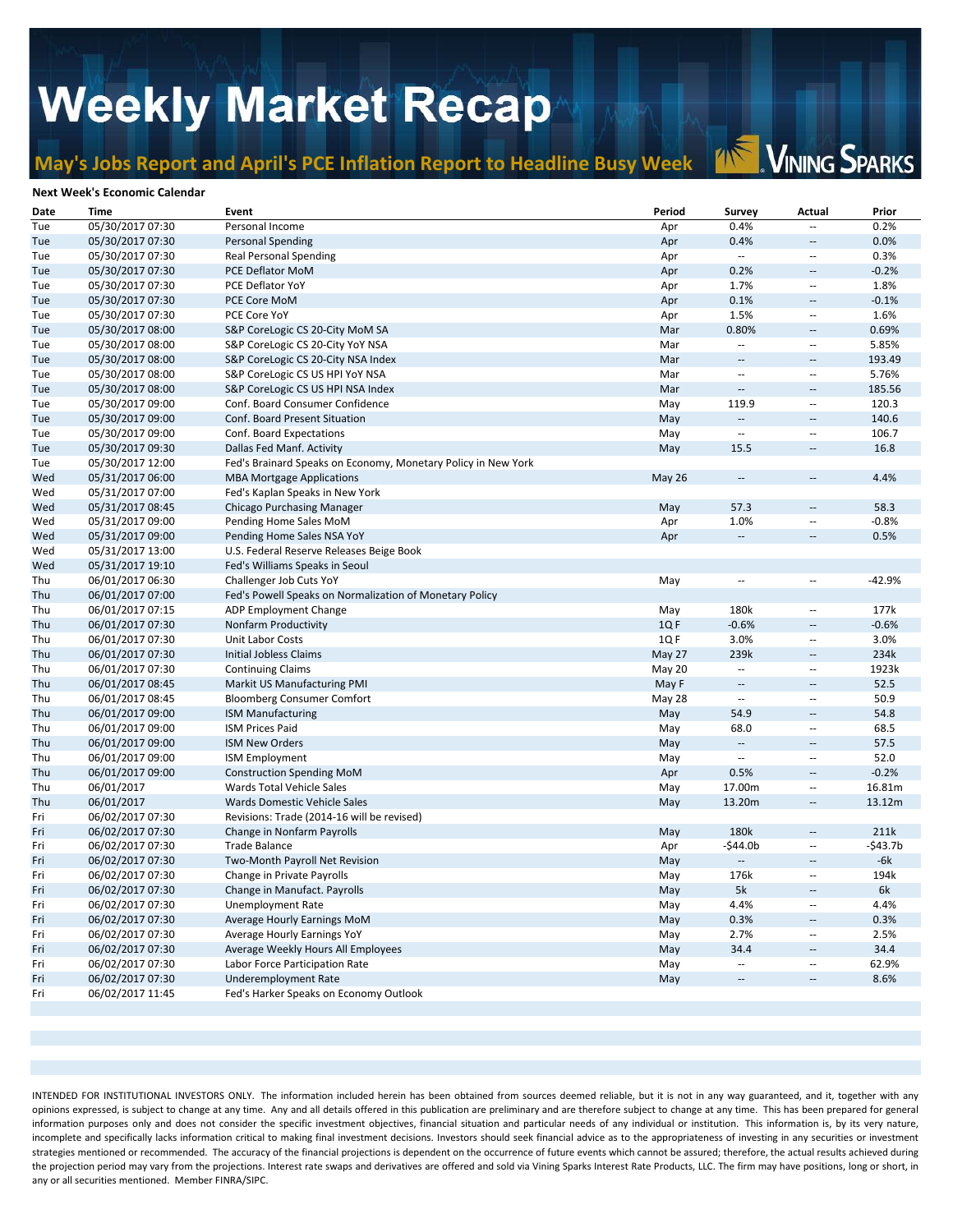# Weekly Market Recap

## May's Jobs Report and April's PCE Inflation Report to Headline Busy Week

VINING SPARKS

**Next Week's Economic Calendar**

| Date | Time | Event | Period | Survey | Actual | Prior |
|---|---|---|---|---|---|---|
| Tue | 05/30/2017 07:30 | Personal Income | Apr | 0.4% | -- | 0.2% |
| Tue | 05/30/2017 07:30 | Personal Spending | Apr | 0.4% | -- | 0.0% |
| Tue | 05/30/2017 07:30 | Real Personal Spending | Apr | -- | -- | 0.3% |
| Tue | 05/30/2017 07:30 | PCE Deflator MoM | Apr | 0.2% | -- | -0.2% |
| Tue | 05/30/2017 07:30 | PCE Deflator YoY | Apr | 1.7% | -- | 1.8% |
| Tue | 05/30/2017 07:30 | PCE Core MoM | Apr | 0.1% | -- | -0.1% |
| Tue | 05/30/2017 07:30 | PCE Core YoY | Apr | 1.5% | -- | 1.6% |
| Tue | 05/30/2017 08:00 | S&P CoreLogic CS 20-City MoM SA | Mar | 0.80% | -- | 0.69% |
| Tue | 05/30/2017 08:00 | S&P CoreLogic CS 20-City YoY NSA | Mar | -- | -- | 5.85% |
| Tue | 05/30/2017 08:00 | S&P CoreLogic CS 20-City NSA Index | Mar | -- | -- | 193.49 |
| Tue | 05/30/2017 08:00 | S&P CoreLogic CS US HPI YoY NSA | Mar | -- | -- | 5.76% |
| Tue | 05/30/2017 08:00 | S&P CoreLogic CS US HPI NSA Index | Mar | -- | -- | 185.56 |
| Tue | 05/30/2017 09:00 | Conf. Board Consumer Confidence | May | 119.9 | -- | 120.3 |
| Tue | 05/30/2017 09:00 | Conf. Board Present Situation | May | -- | -- | 140.6 |
| Tue | 05/30/2017 09:00 | Conf. Board Expectations | May | -- | -- | 106.7 |
| Tue | 05/30/2017 09:30 | Dallas Fed Manf. Activity | May | 15.5 | -- | 16.8 |
| Tue | 05/30/2017 12:00 | Fed's Brainard Speaks on Economy, Monetary Policy in New York | | | | |
| Wed | 05/31/2017 06:00 | MBA Mortgage Applications | May 26 | -- | -- | 4.4% |
| Wed | 05/31/2017 07:00 | Fed's Kaplan Speaks in New York | | | | |
| Wed | 05/31/2017 08:45 | Chicago Purchasing Manager | May | 57.3 | -- | 58.3 |
| Wed | 05/31/2017 09:00 | Pending Home Sales MoM | Apr | 1.0% | -- | -0.8% |
| Wed | 05/31/2017 09:00 | Pending Home Sales NSA YoY | Apr | -- | -- | 0.5% |
| Wed | 05/31/2017 13:00 | U.S. Federal Reserve Releases Beige Book | | | | |
| Wed | 05/31/2017 19:10 | Fed's Williams Speaks in Seoul | | | | |
| Thu | 06/01/2017 06:30 | Challenger Job Cuts YoY | May | -- | -- | -42.9% |
| Thu | 06/01/2017 07:00 | Fed's Powell Speaks on Normalization of Monetary Policy | | | | |
| Thu | 06/01/2017 07:15 | ADP Employment Change | May | 180k | -- | 177k |
| Thu | 06/01/2017 07:30 | Nonfarm Productivity | 1Q F | -0.6% | -- | -0.6% |
| Thu | 06/01/2017 07:30 | Unit Labor Costs | 1Q F | 3.0% | -- | 3.0% |
| Thu | 06/01/2017 07:30 | Initial Jobless Claims | May 27 | 239k | -- | 234k |
| Thu | 06/01/2017 07:30 | Continuing Claims | May 20 | -- | -- | 1923k |
| Thu | 06/01/2017 08:45 | Markit US Manufacturing PMI | May F | -- | -- | 52.5 |
| Thu | 06/01/2017 08:45 | Bloomberg Consumer Comfort | May 28 | -- | -- | 50.9 |
| Thu | 06/01/2017 09:00 | ISM Manufacturing | May | 54.9 | -- | 54.8 |
| Thu | 06/01/2017 09:00 | ISM Prices Paid | May | 68.0 | -- | 68.5 |
| Thu | 06/01/2017 09:00 | ISM New Orders | May | -- | -- | 57.5 |
| Thu | 06/01/2017 09:00 | ISM Employment | May | -- | -- | 52.0 |
| Thu | 06/01/2017 09:00 | Construction Spending MoM | Apr | 0.5% | -- | -0.2% |
| Thu | 06/01/2017 | Wards Total Vehicle Sales | May | 17.00m | -- | 16.81m |
| Thu | 06/01/2017 | Wards Domestic Vehicle Sales | May | 13.20m | -- | 13.12m |
| Fri | 06/02/2017 07:30 | Revisions: Trade (2014-16 will be revised) | | | | |
| Fri | 06/02/2017 07:30 | Change in Nonfarm Payrolls | May | 180k | -- | 211k |
| Fri | 06/02/2017 07:30 | Trade Balance | Apr | -$44.0b | -- | -$43.7b |
| Fri | 06/02/2017 07:30 | Two-Month Payroll Net Revision | May | -- | -- | -6k |
| Fri | 06/02/2017 07:30 | Change in Private Payrolls | May | 176k | -- | 194k |
| Fri | 06/02/2017 07:30 | Change in Manufact. Payrolls | May | 5k | -- | 6k |
| Fri | 06/02/2017 07:30 | Unemployment Rate | May | 4.4% | -- | 4.4% |
| Fri | 06/02/2017 07:30 | Average Hourly Earnings MoM | May | 0.3% | -- | 0.3% |
| Fri | 06/02/2017 07:30 | Average Hourly Earnings YoY | May | 2.7% | -- | 2.5% |
| Fri | 06/02/2017 07:30 | Average Weekly Hours All Employees | May | 34.4 | -- | 34.4 |
| Fri | 06/02/2017 07:30 | Labor Force Participation Rate | May | -- | -- | 62.9% |
| Fri | 06/02/2017 07:30 | Underemployment Rate | May | -- | -- | 8.6% |
| Fri | 06/02/2017 11:45 | Fed's Harker Speaks on Economy Outlook | | | | |

INTENDED FOR INSTITUTIONAL INVESTORS ONLY. The information included herein has been obtained from sources deemed reliable, but it is not in any way guaranteed, and it, together with any opinions expressed, is subject to change at any time. Any and all details offered in this publication are preliminary and are therefore subject to change at any time. This has been prepared for general information purposes only and does not consider the specific investment objectives, financial situation and particular needs of any individual or institution. This information is, by its very nature, incomplete and specifically lacks information critical to making final investment decisions. Investors should seek financial advice as to the appropriateness of investing in any securities or investment strategies mentioned or recommended. The accuracy of the financial projections is dependent on the occurrence of future events which cannot be assured; therefore, the actual results achieved during the projection period may vary from the projections. Interest rate swaps and derivatives are offered and sold via Vining Sparks Interest Rate Products, LLC. The firm may have positions, long or short, in any or all securities mentioned. Member FINRA/SIPC.